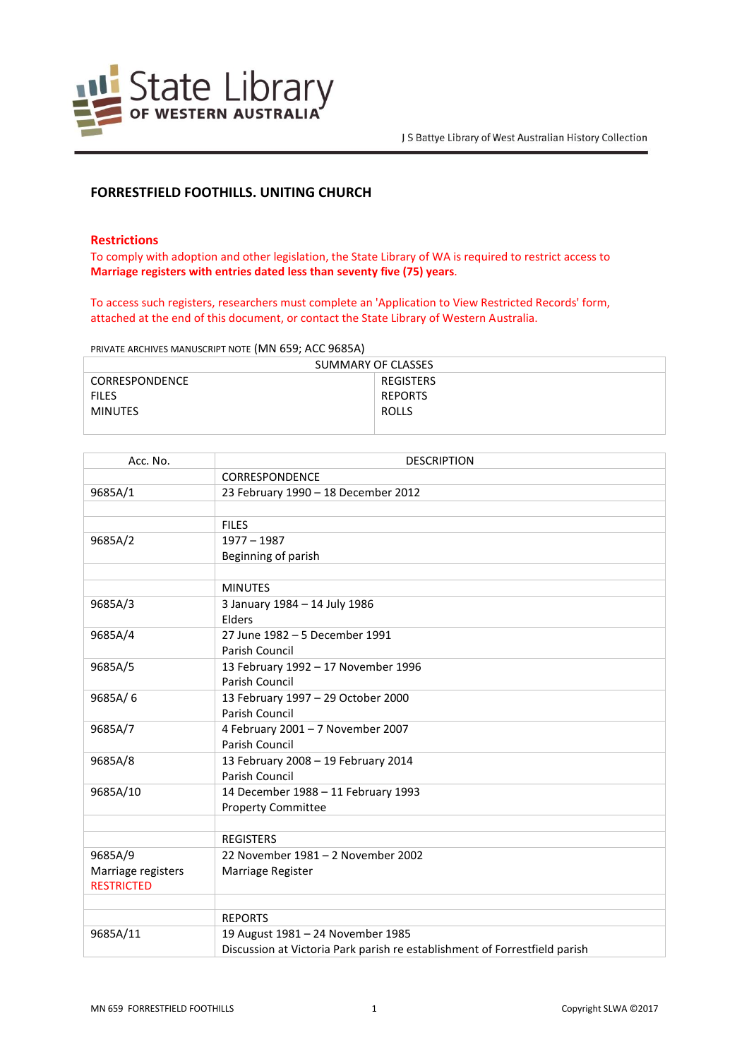State Library OF WESTERN AUSTRALIA

J S Battye Library of West Australian History Collection

## FORRESTFIELD FOOTHILLS. UNITING CHURCH

### Restrictions

To comply with adoption and other legislation, the State Library of WA is required to restrict access to **Marriage registers with entries dated less than seventy five (75) years**.

To access such registers, researchers must complete an 'Application to View Restricted Records' form, attached at the end of this document, or contact the State Library of Western Australia.

PRIVATE ARCHIVES MANUSCRIPT NOTE (MN 659; ACC 9685A)

| SUMMARY OF CLASSES | |
|---|---|
| CORRESPONDENCE<br>FILES<br>MINUTES | REGISTERS<br>REPORTS<br>ROLLS |

| Acc. No. | DESCRIPTION |
|---|---|
| | CORRESPONDENCE |
| 9685A/1 | 23 February 1990 – 18 December 2012 |
| | |
| | FILES |
| 9685A/2 | 1977 – 1987<br>Beginning of parish |
| | |
| | MINUTES |
| 9685A/3 | 3 January 1984 – 14 July 1986<br>Elders |
| 9685A/4 | 27 June 1982 – 5 December 1991<br>Parish Council |
| 9685A/5 | 13 February 1992 – 17 November 1996<br>Parish Council |
| 9685A/ 6 | 13 February 1997 – 29 October 2000<br>Parish Council |
| 9685A/7 | 4 February 2001 – 7 November 2007<br>Parish Council |
| 9685A/8 | 13 February 2008 – 19 February 2014<br>Parish Council |
| 9685A/10 | 14 December 1988 – 11 February 1993<br>Property Committee |
| | |
| | REGISTERS |
| 9685A/9<br>Marriage registers<br>RESTRICTED | 22 November 1981 – 2 November 2002<br>Marriage Register |
| | |
| | REPORTS |
| 9685A/11 | 19 August 1981 – 24 November 1985<br>Discussion at Victoria Park parish re establishment of Forrestfield parish |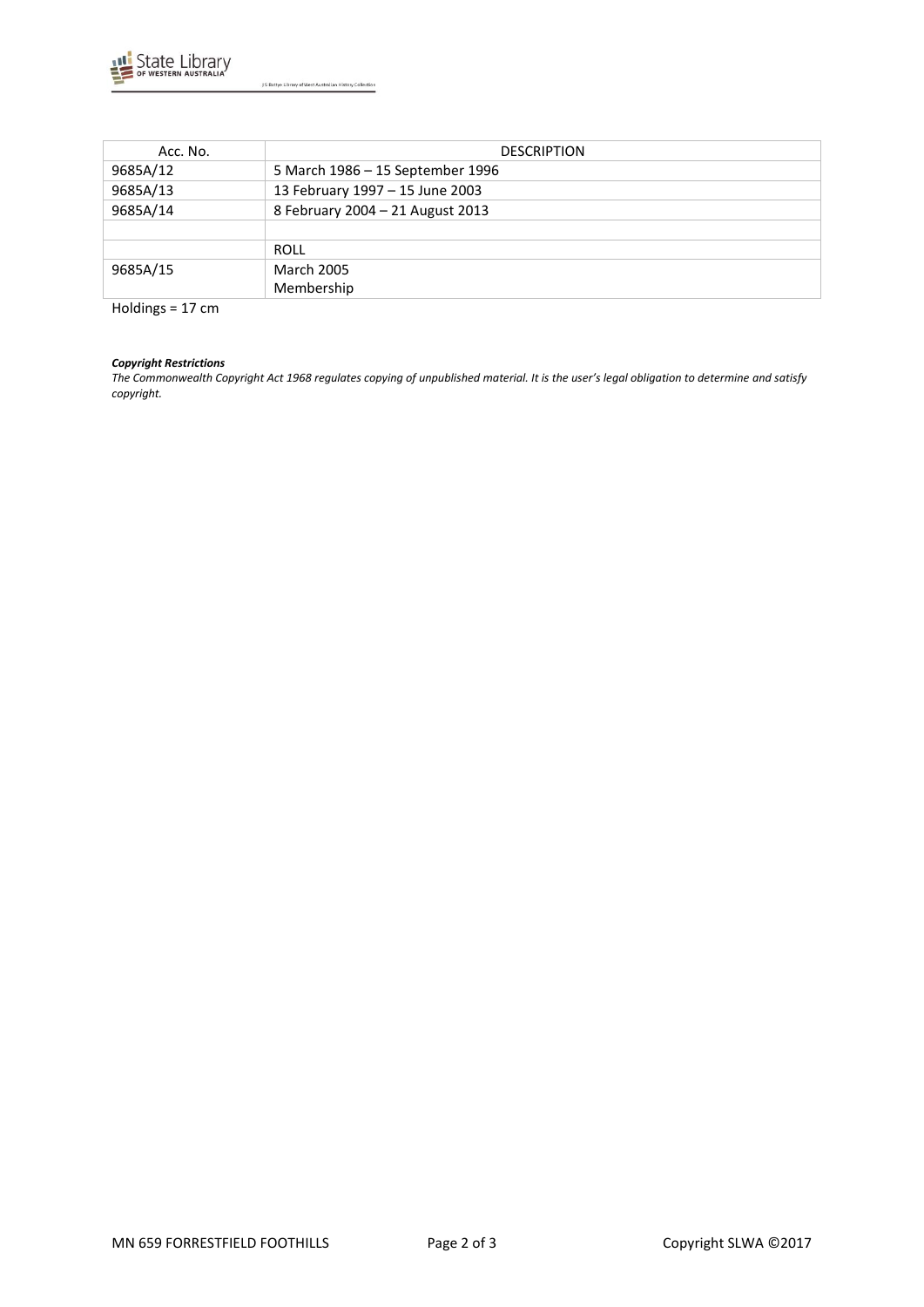| Acc. No. | DESCRIPTION |
|---|---|
| 9685A/12 | 5 March 1986 – 15 September 1996 |
| 9685A/13 | 13 February 1997 – 15 June 2003 |
| 9685A/14 | 8 February 2004 – 21 August 2013 |
| | |
| | ROLL |
| 9685A/15 | March 2005<br>Membership |

Holdings = 17 cm

***Copyright Restrictions***

*The Commonwealth Copyright Act 1968 regulates copying of unpublished material. It is the user's legal obligation to determine and satisfy copyright.*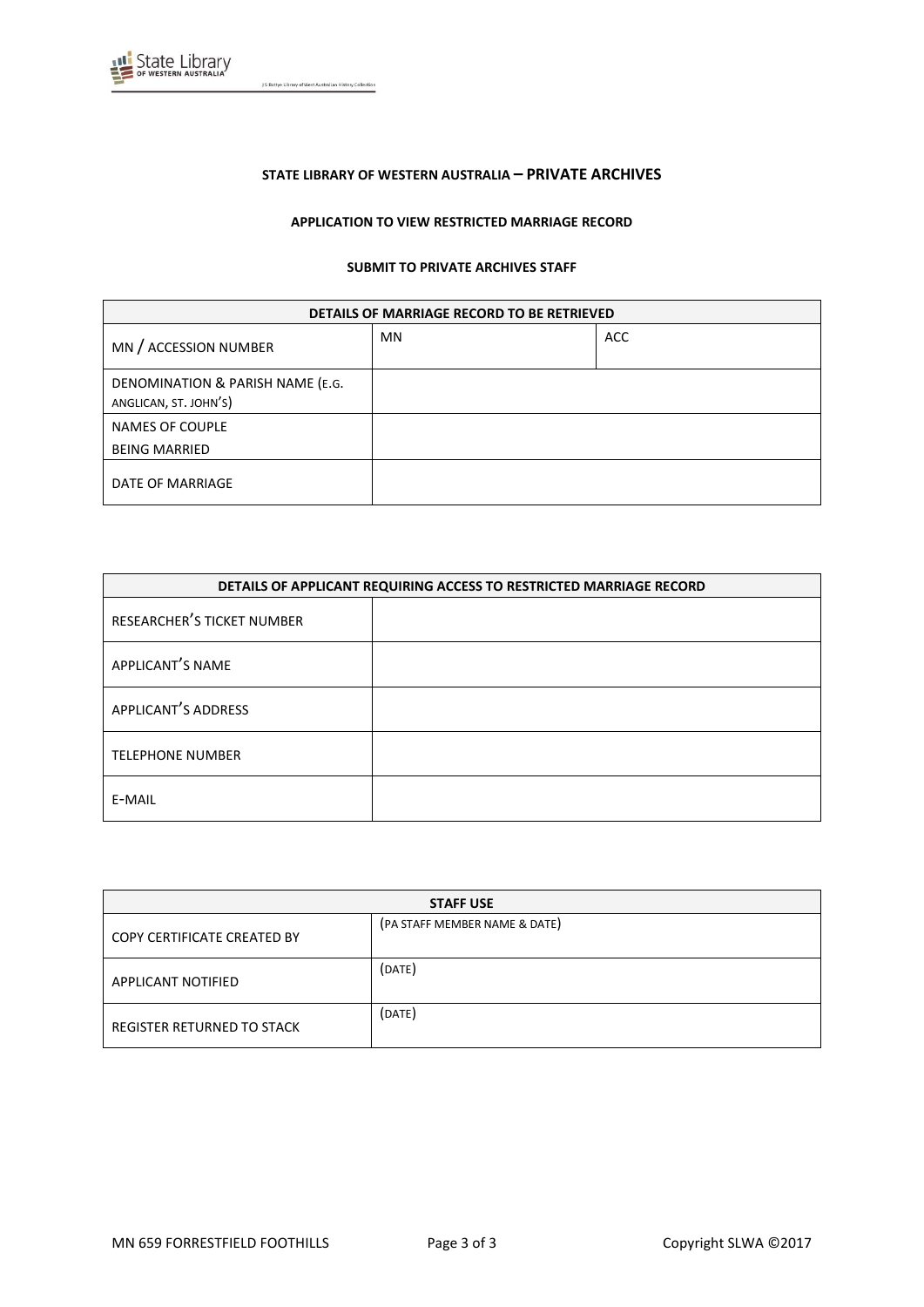**STATE LIBRARY OF WESTERN AUSTRALIA – PRIVATE ARCHIVES**

**APPLICATION TO VIEW RESTRICTED MARRIAGE RECORD**

**SUBMIT TO PRIVATE ARCHIVES STAFF**

| DETAILS OF MARRIAGE RECORD TO BE RETRIEVED | | |
|---|---|---|
| MN / ACCESSION NUMBER | MN | ACC |
| DENOMINATION & PARISH NAME (E.G. ANGLICAN, ST. JOHN'S) | | |
| NAMES OF COUPLE BEING MARRIED | | |
| DATE OF MARRIAGE | | |

| DETAILS OF APPLICANT REQUIRING ACCESS TO RESTRICTED MARRIAGE RECORD | |
|---|---|
| RESEARCHER'S TICKET NUMBER | |
| APPLICANT'S NAME | |
| APPLICANT'S ADDRESS | |
| TELEPHONE NUMBER | |
| E-MAIL | |

| STAFF USE | |
|---|---|
| COPY CERTIFICATE CREATED BY | (PA STAFF MEMBER NAME & DATE) |
| APPLICANT NOTIFIED | (DATE) |
| REGISTER RETURNED TO STACK | (DATE) |